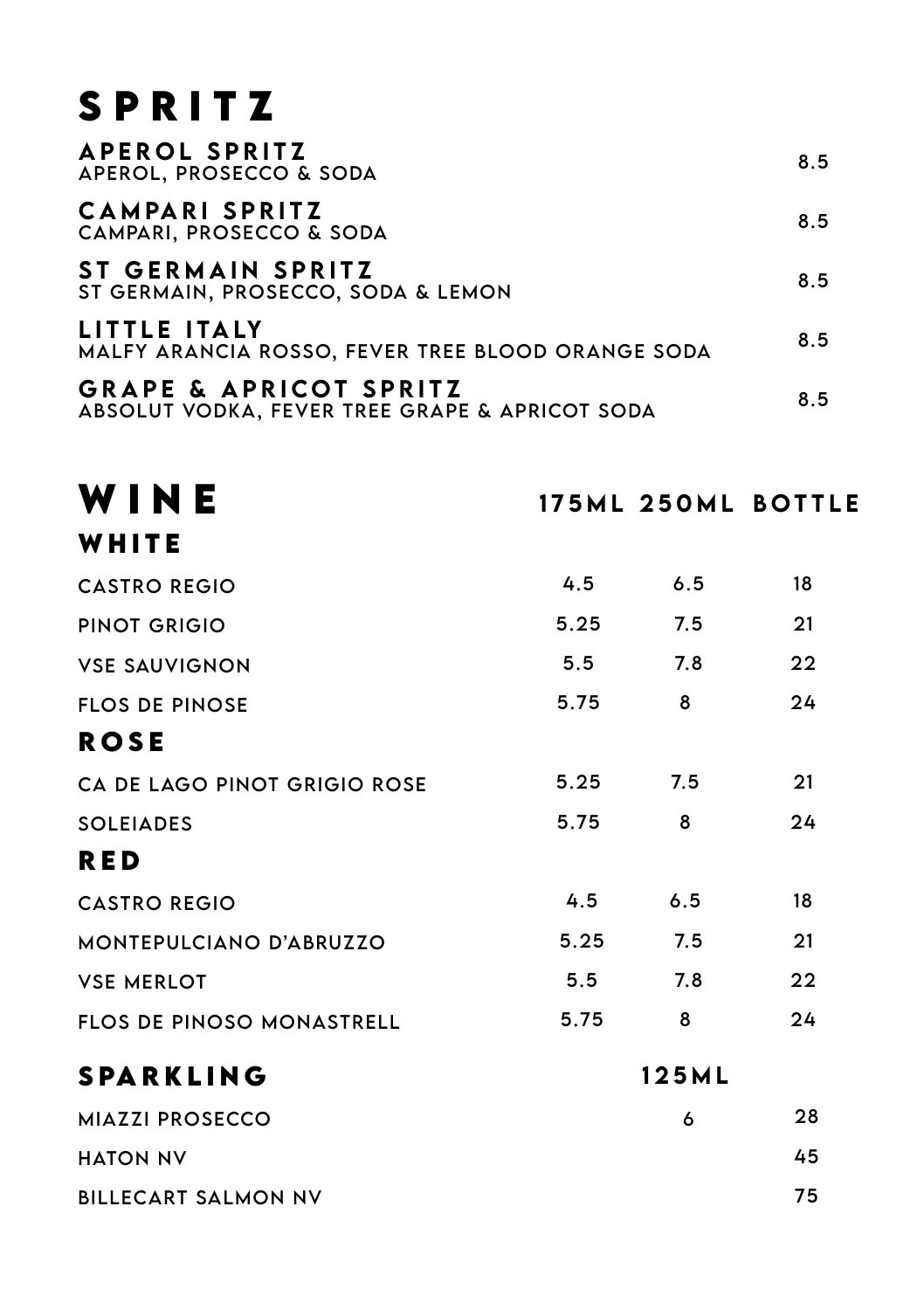# SPRITZ

| | |
|---|---|
| **APEROL SPRITZ**<br>APEROL, PROSECCO & SODA | 8.5 |
| **CAMPARI SPRITZ**<br>CAMPARI, PROSECCO & SODA | 8.5 |
| **ST GERMAIN SPRITZ**<br>ST GERMAIN, PROSECCO, SODA & LEMON | 8.5 |
| **LITTLE ITALY**<br>MALFY ARANCIA ROSSO, FEVER TREE BLOOD ORANGE SODA | 8.5 |
| **GRAPE & APRICOT SPRITZ**<br>ABSOLUT VODKA, FEVER TREE GRAPE & APRICOT SODA | 8.5 |

# WINE

| | 175ML | 250ML | BOTTLE |
|---|---|---|---|
| **WHITE** | | | |
| CASTRO REGIO | 4.5 | 6.5 | 18 |
| PINOT GRIGIO | 5.25 | 7.5 | 21 |
| VSE SAUVIGNON | 5.5 | 7.8 | 22 |
| FLOS DE PINOSE | 5.75 | 8 | 24 |
| **ROSE** | | | |
| CA DE LAGO PINOT GRIGIO ROSE | 5.25 | 7.5 | 21 |
| SOLEIADES | 5.75 | 8 | 24 |
| **RED** | | | |
| CASTRO REGIO | 4.5 | 6.5 | 18 |
| MONTEPULCIANO D'ABRUZZO | 5.25 | 7.5 | 21 |
| VSE MERLOT | 5.5 | 7.8 | 22 |
| FLOS DE PINOSO MONASTRELL | 5.75 | 8 | 24 |

## SPARKLING

| | 125ML | BOTTLE |
|---|---|---|
| MIAZZI PROSECCO | 6 | 28 |
| HATON NV | | 45 |
| BILLECART SALMON NV | | 75 |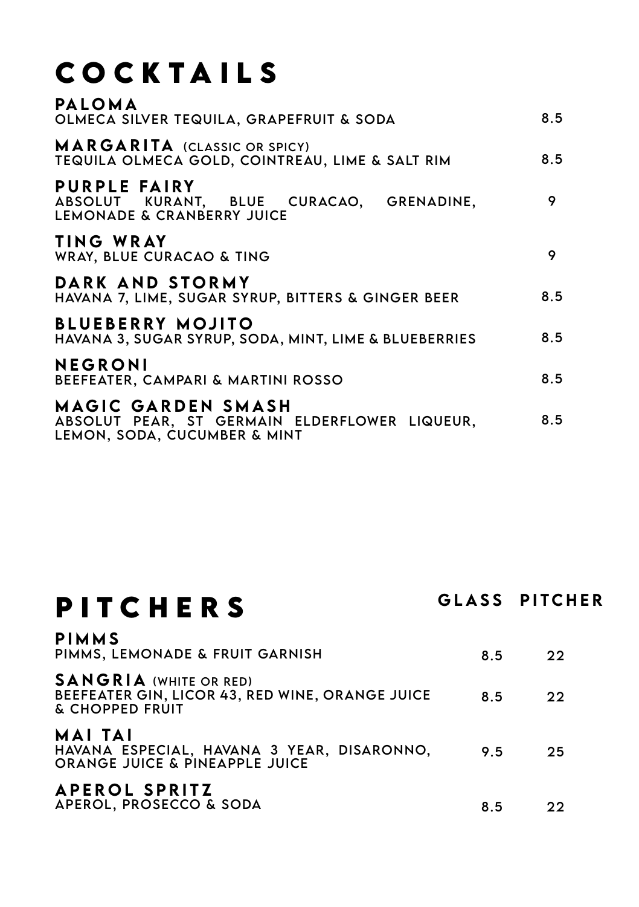# COCKTAILS

**PALOMA**
OLMECA SILVER TEQUILA, GRAPEFRUIT & SODA — 8.5

**MARGARITA** (CLASSIC OR SPICY)
TEQUILA OLMECA GOLD, COINTREAU, LIME & SALT RIM — 8.5

**PURPLE FAIRY**
ABSOLUT KURANT, BLUE CURACAO, GRENADINE, LEMONADE & CRANBERRY JUICE — 9

**TING WRAY**
WRAY, BLUE CURACAO & TING — 9

**DARK AND STORMY**
HAVANA 7, LIME, SUGAR SYRUP, BITTERS & GINGER BEER — 8.5

**BLUEBERRY MOJITO**
HAVANA 3, SUGAR SYRUP, SODA, MINT, LIME & BLUEBERRIES — 8.5

**NEGRONI**
BEEFEATER, CAMPARI & MARTINI ROSSO — 8.5

**MAGIC GARDEN SMASH**
ABSOLUT PEAR, ST GERMAIN ELDERFLOWER LIQUEUR, LEMON, SODA, CUCUMBER & MINT — 8.5

# PITCHERS

| | GLASS | PITCHER |
|---|---|---|
| **PIMMS**<br>PIMMS, LEMONADE & FRUIT GARNISH | 8.5 | 22 |
| **SANGRIA** (WHITE OR RED)<br>BEEFEATER GIN, LICOR 43, RED WINE, ORANGE JUICE & CHOPPED FRUIT | 8.5 | 22 |
| **MAI TAI**<br>HAVANA ESPECIAL, HAVANA 3 YEAR, DISARONNO, ORANGE JUICE & PINEAPPLE JUICE | 9.5 | 25 |
| **APEROL SPRITZ**<br>APEROL, PROSECCO & SODA | 8.5 | 22 |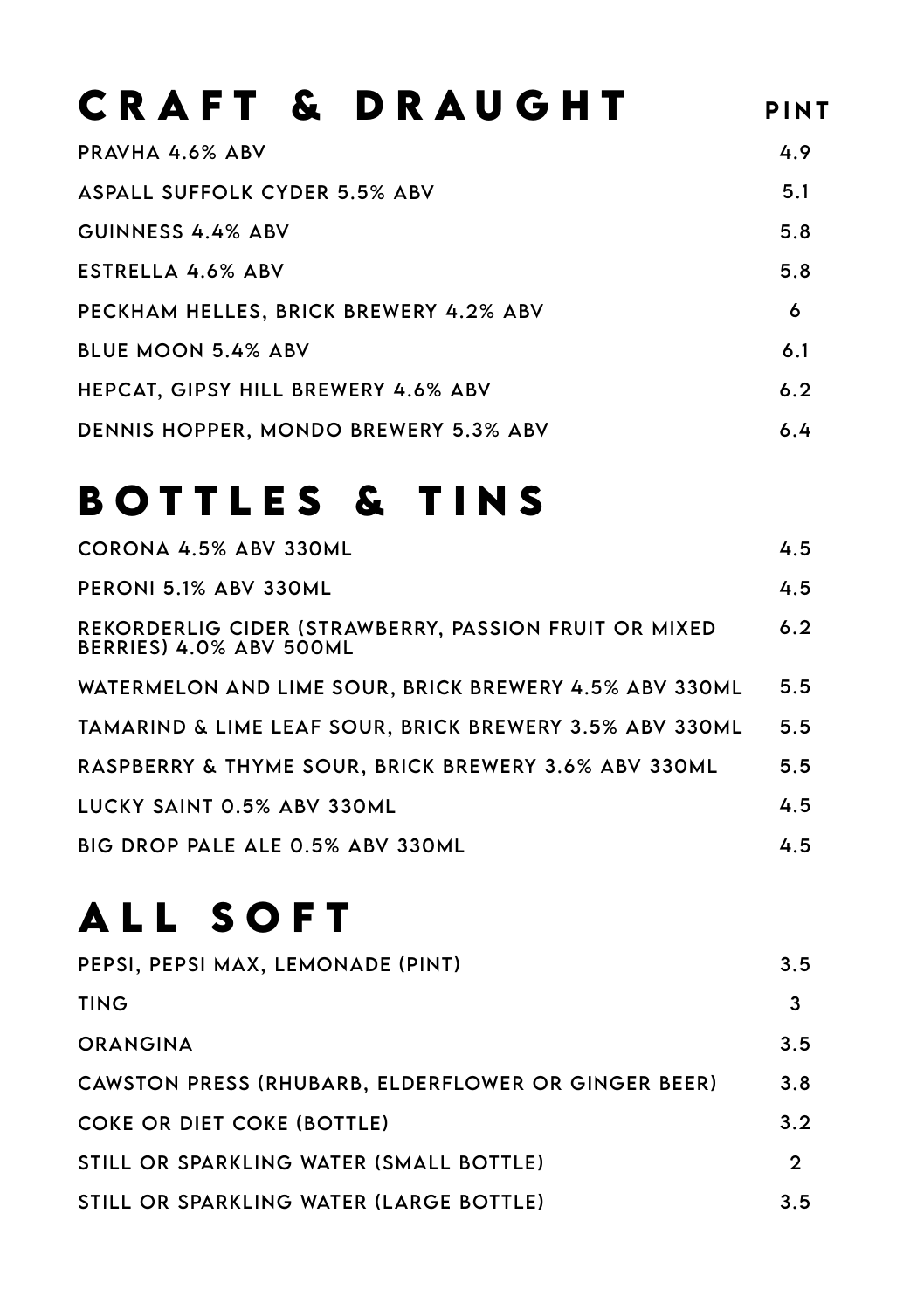# CRAFT & DRAUGHT

| | PINT |
|---|---|
| PRAVHA 4.6% ABV | 4.9 |
| ASPALL SUFFOLK CYDER 5.5% ABV | 5.1 |
| GUINNESS 4.4% ABV | 5.8 |
| ESTRELLA 4.6% ABV | 5.8 |
| PECKHAM HELLES, BRICK BREWERY 4.2% ABV | 6 |
| BLUE MOON 5.4% ABV | 6.1 |
| HEPCAT, GIPSY HILL BREWERY 4.6% ABV | 6.2 |
| DENNIS HOPPER, MONDO BREWERY 5.3% ABV | 6.4 |

# BOTTLES & TINS

| | |
|---|---|
| CORONA 4.5% ABV 330ML | 4.5 |
| PERONI 5.1% ABV 330ML | 4.5 |
| REKORDERLIG CIDER (STRAWBERRY, PASSION FRUIT OR MIXED BERRIES) 4.0% ABV 500ML | 6.2 |
| WATERMELON AND LIME SOUR, BRICK BREWERY 4.5% ABV 330ML | 5.5 |
| TAMARIND & LIME LEAF SOUR, BRICK BREWERY 3.5% ABV 330ML | 5.5 |
| RASPBERRY & THYME SOUR, BRICK BREWERY 3.6% ABV 330ML | 5.5 |
| LUCKY SAINT 0.5% ABV 330ML | 4.5 |
| BIG DROP PALE ALE 0.5% ABV 330ML | 4.5 |

# ALL SOFT

| | |
|---|---|
| PEPSI, PEPSI MAX, LEMONADE (PINT) | 3.5 |
| TING | 3 |
| ORANGINA | 3.5 |
| CAWSTON PRESS (RHUBARB, ELDERFLOWER OR GINGER BEER) | 3.8 |
| COKE OR DIET COKE (BOTTLE) | 3.2 |
| STILL OR SPARKLING WATER (SMALL BOTTLE) | 2 |
| STILL OR SPARKLING WATER (LARGE BOTTLE) | 3.5 |